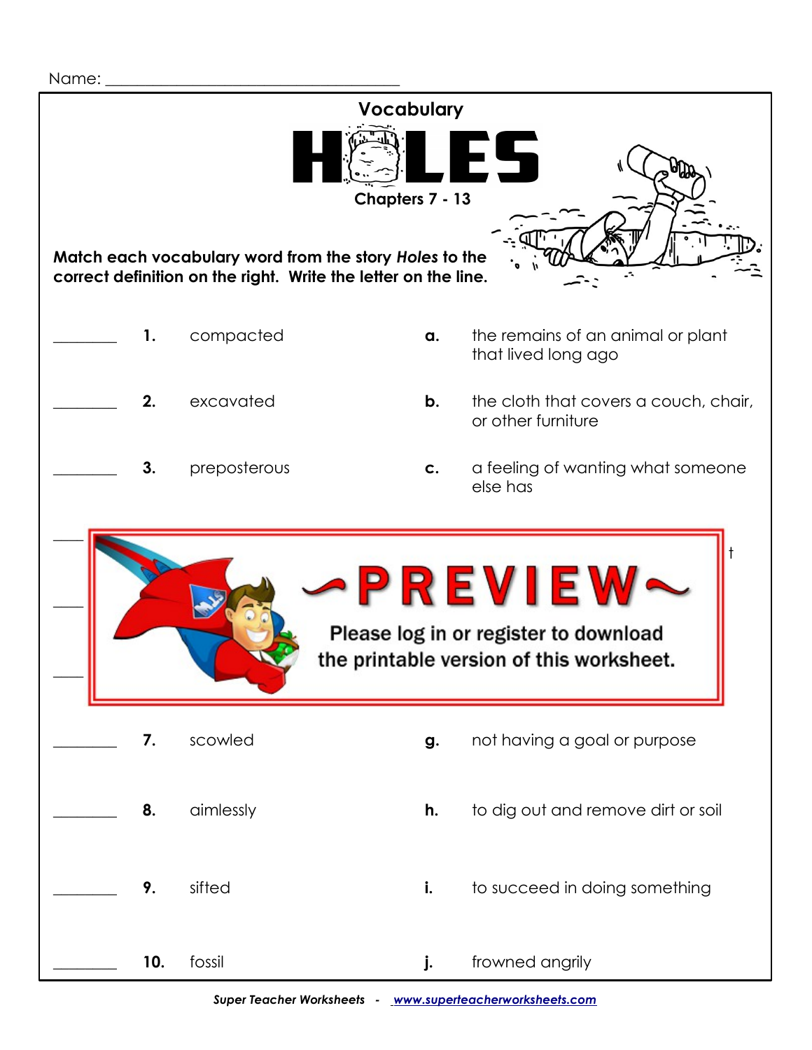Name: ___________________________________

## Vocabulary

# HOLES

### Chapters 7 - 13

**Match each vocabulary word from the story *Holes* to the correct definition on the right. Write the letter on the line.**

| | | Word | | Definition |
|---|---|---|---|---|
| ________ | **1.** | compacted | **a.** | the remains of an animal or plant that lived long ago |
| ________ | **2.** | excavated | **b.** | the cloth that covers a couch, chair, or other furniture |
| ________ | **3.** | preposterous | **c.** | a feeling of wanting what someone else has |

~PREVIEW~

Please log in or register to download the printable version of this worksheet.

| | | Word | | Definition |
|---|---|---|---|---|
| ________ | **7.** | scowled | **g.** | not having a goal or purpose |
| ________ | **8.** | aimlessly | **h.** | to dig out and remove dirt or soil |
| ________ | **9.** | sifted | **i.** | to succeed in doing something |
| ________ | **10.** | fossil | **j.** | frowned angrily |

*Super Teacher Worksheets - www.superteacherworksheets.com*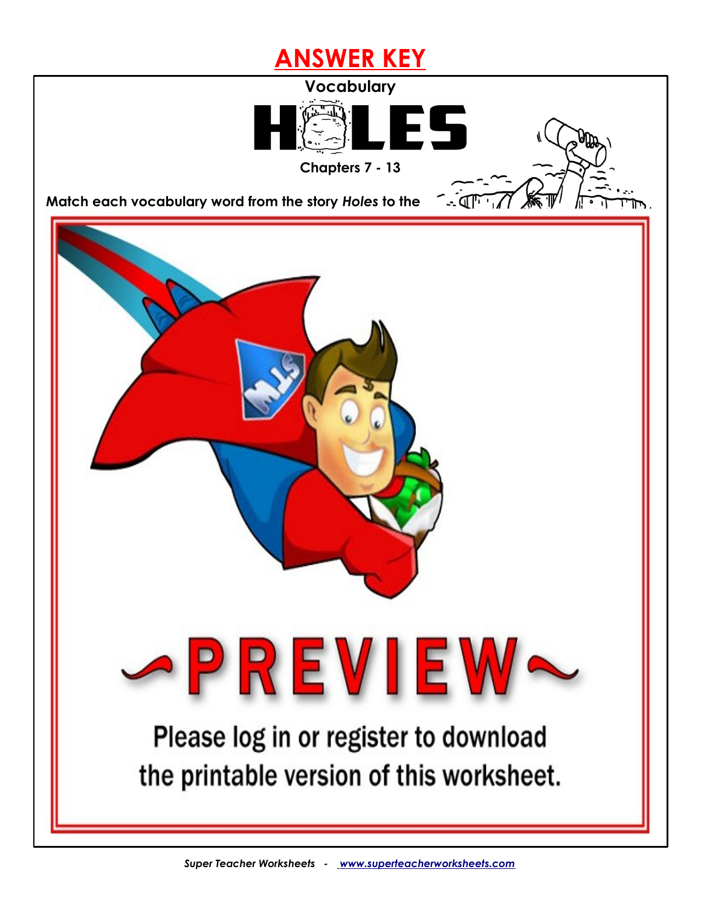# ANSWER KEY

**Vocabulary**

# HOLES

**Chapters 7 - 13**

**Match each vocabulary word from the story *Holes* to the**